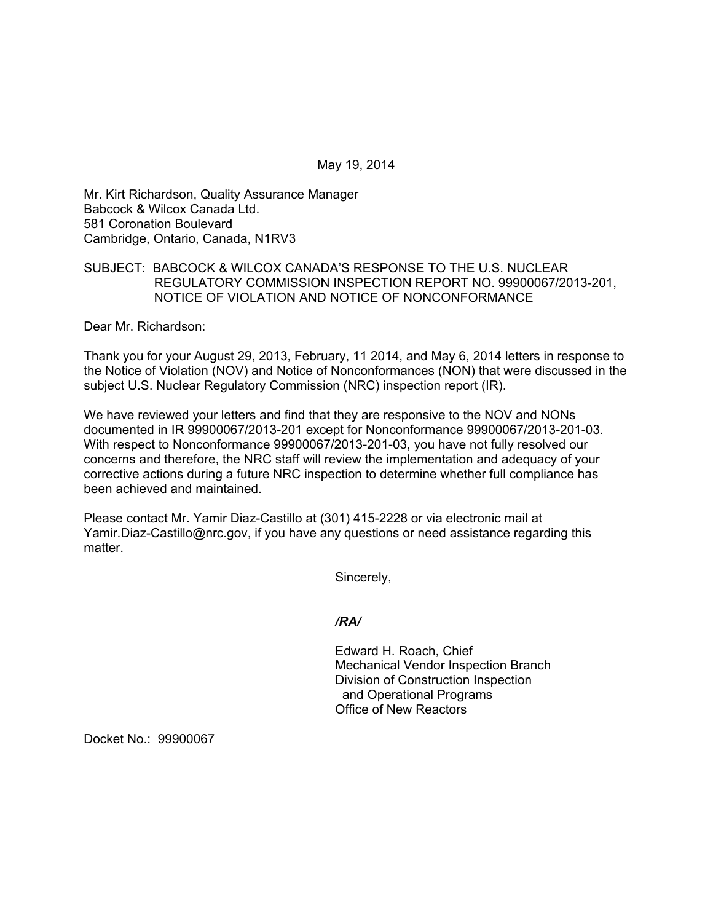May 19, 2014

Mr. Kirt Richardson, Quality Assurance Manager
Babcock & Wilcox Canada Ltd.
581 Coronation Boulevard
Cambridge, Ontario, Canada, N1RV3

SUBJECT: BABCOCK & WILCOX CANADA'S RESPONSE TO THE U.S. NUCLEAR REGULATORY COMMISSION INSPECTION REPORT NO. 99900067/2013-201, NOTICE OF VIOLATION AND NOTICE OF NONCONFORMANCE

Dear Mr. Richardson:

Thank you for your August 29, 2013, February, 11 2014, and May 6, 2014 letters in response to the Notice of Violation (NOV) and Notice of Nonconformances (NON) that were discussed in the subject U.S. Nuclear Regulatory Commission (NRC) inspection report (IR).

We have reviewed your letters and find that they are responsive to the NOV and NONs documented in IR 99900067/2013-201 except for Nonconformance 99900067/2013-201-03. With respect to Nonconformance 99900067/2013-201-03, you have not fully resolved our concerns and therefore, the NRC staff will review the implementation and adequacy of your corrective actions during a future NRC inspection to determine whether full compliance has been achieved and maintained.

Please contact Mr. Yamir Diaz-Castillo at (301) 415-2228 or via electronic mail at Yamir.Diaz-Castillo@nrc.gov, if you have any questions or need assistance regarding this matter.

Sincerely,

*/RA/*

Edward H. Roach, Chief
Mechanical Vendor Inspection Branch
Division of Construction Inspection and Operational Programs
Office of New Reactors

Docket No.: 99900067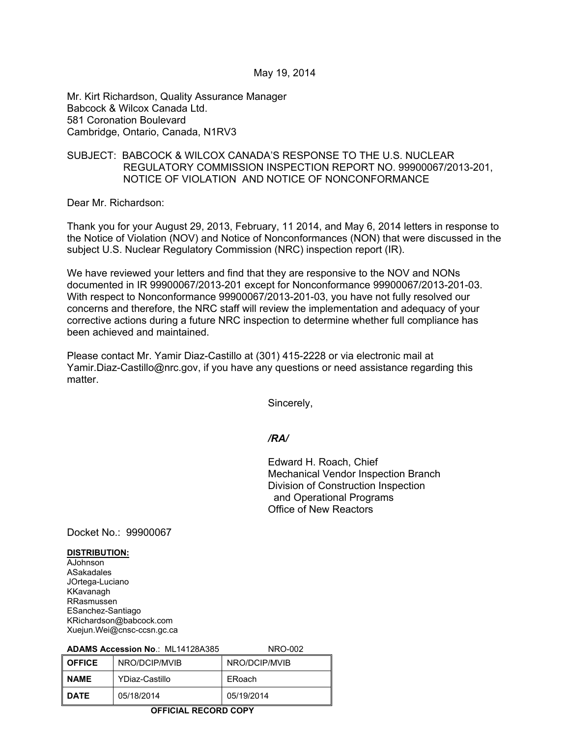May 19, 2014

Mr. Kirt Richardson, Quality Assurance Manager
Babcock & Wilcox Canada Ltd.
581 Coronation Boulevard
Cambridge, Ontario, Canada, N1RV3

SUBJECT: BABCOCK & WILCOX CANADA'S RESPONSE TO THE U.S. NUCLEAR REGULATORY COMMISSION INSPECTION REPORT NO. 99900067/2013-201, NOTICE OF VIOLATION AND NOTICE OF NONCONFORMANCE

Dear Mr. Richardson:

Thank you for your August 29, 2013, February, 11 2014, and May 6, 2014 letters in response to the Notice of Violation (NOV) and Notice of Nonconformances (NON) that were discussed in the subject U.S. Nuclear Regulatory Commission (NRC) inspection report (IR).

We have reviewed your letters and find that they are responsive to the NOV and NONs documented in IR 99900067/2013-201 except for Nonconformance 99900067/2013-201-03. With respect to Nonconformance 99900067/2013-201-03, you have not fully resolved our concerns and therefore, the NRC staff will review the implementation and adequacy of your corrective actions during a future NRC inspection to determine whether full compliance has been achieved and maintained.

Please contact Mr. Yamir Diaz-Castillo at (301) 415-2228 or via electronic mail at Yamir.Diaz-Castillo@nrc.gov, if you have any questions or need assistance regarding this matter.

Sincerely,

*/RA/*

Edward H. Roach, Chief
Mechanical Vendor Inspection Branch
Division of Construction Inspection
and Operational Programs
Office of New Reactors

Docket No.: 99900067

**DISTRIBUTION:**
AJohnson
ASakadales
JOrtega-Luciano
KKavanagh
RRasmussen
ESanchez-Santiago
KRichardson@babcock.com
Xuejun.Wei@cnsc-ccsn.gc.ca

**ADAMS Accession No.**: ML14128A385 NRO-002

| | | |
|---|---|---|
| **OFFICE** | NRO/DCIP/MVIB | NRO/DCIP/MVIB |
| **NAME** | YDiaz-Castillo | ERoach |
| **DATE** | 05/18/2014 | 05/19/2014 |

**OFFICIAL RECORD COPY**